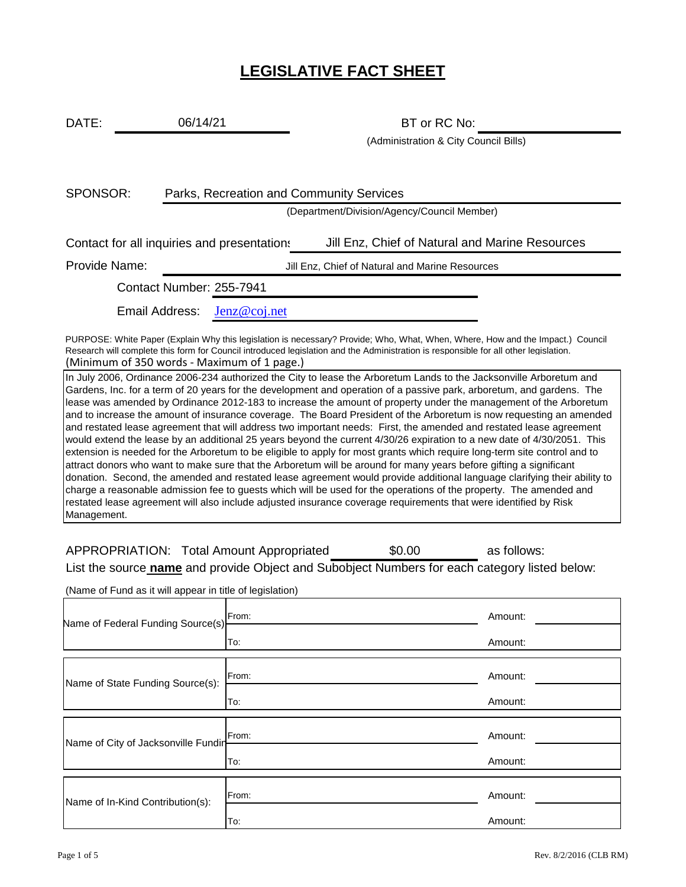# LEGISLATIVE FACT SHEET

DATE: 06/14/21

BT or RC No: 
(Administration & City Council Bills)

SPONSOR: Parks, Recreation and Community Services
(Department/Division/Agency/Council Member)

Contact for all inquiries and presentations: Jill Enz, Chief of Natural and Marine Resources

Provide Name: Jill Enz, Chief of Natural and Marine Resources

Contact Number: 255-7941

Email Address: Jenz@coj.net

PURPOSE: White Paper (Explain Why this legislation is necessary? Provide; Who, What, When, Where, How and the Impact.) Council Research will complete this form for Council introduced legislation and the Administration is responsible for all other legislation. (Minimum of 350 words - Maximum of 1 page.)

In July 2006, Ordinance 2006-234 authorized the City to lease the Arboretum Lands to the Jacksonville Arboretum and Gardens, Inc. for a term of 20 years for the development and operation of a passive park, arboretum, and gardens. The lease was amended by Ordinance 2012-183 to increase the amount of property under the management of the Arboretum and to increase the amount of insurance coverage. The Board President of the Arboretum is now requesting an amended and restated lease agreement that will address two important needs: First, the amended and restated lease agreement would extend the lease by an additional 25 years beyond the current 4/30/26 expiration to a new date of 4/30/2051. This extension is needed for the Arboretum to be eligible to apply for most grants which require long-term site control and to attract donors who want to make sure that the Arboretum will be around for many years before gifting a significant donation. Second, the amended and restated lease agreement would provide additional language clarifying their ability to charge a reasonable admission fee to guests which will be used for the operations of the property. The amended and restated lease agreement will also include adjusted insurance coverage requirements that were identified by Risk Management.

APPROPRIATION: Total Amount Appropriated $0.00 as follows:

List the source **name** and provide Object and Subobject Numbers for each category listed below:

(Name of Fund as it will appear in title of legislation)

| | | |
|---|---|---|
| Name of Federal Funding Source(s): | From: | Amount: |
| | To: | Amount: |
| Name of State Funding Source(s): | From: | Amount: |
| | To: | Amount: |
| Name of City of Jacksonville Funding | From: | Amount: |
| | To: | Amount: |
| Name of In-Kind Contribution(s): | From: | Amount: |
| | To: | Amount: |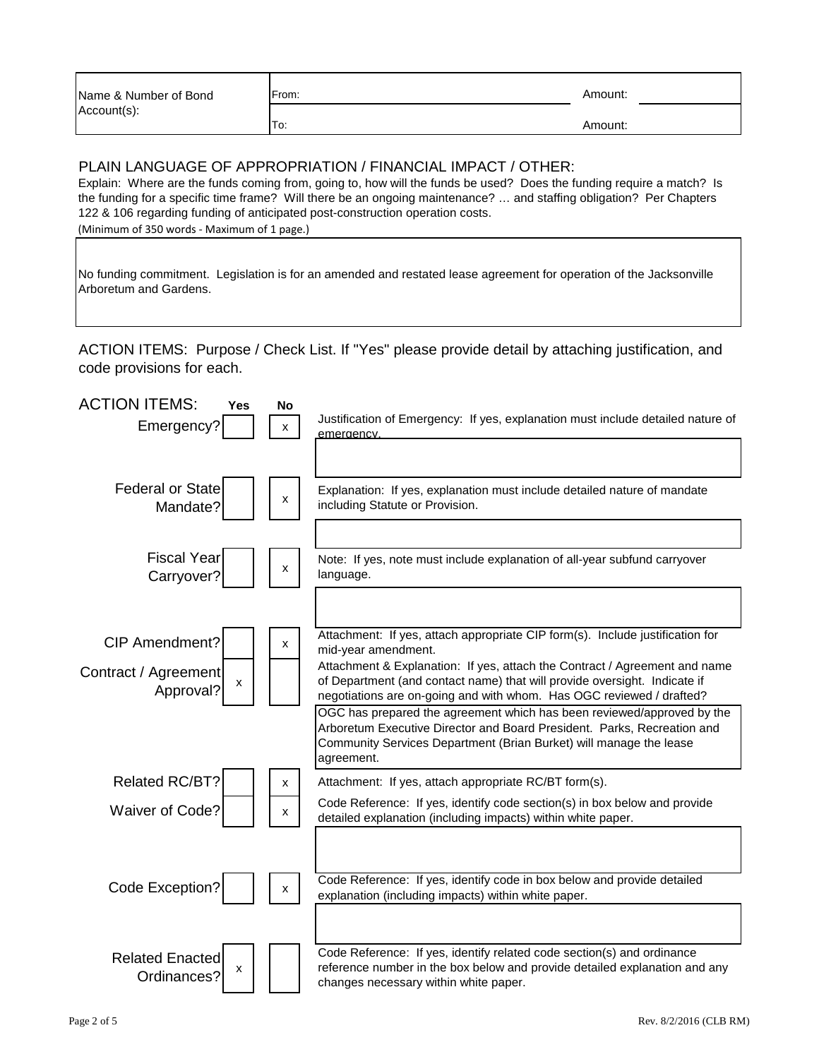| Name & Number of Bond Account(s): | From: | Amount: |
|---|---|---|
| | To: | Amount: |

## PLAIN LANGUAGE OF APPROPRIATION / FINANCIAL IMPACT / OTHER:

Explain: Where are the funds coming from, going to, how will the funds be used? Does the funding require a match? Is the funding for a specific time frame? Will there be an ongoing maintenance? … and staffing obligation? Per Chapters 122 & 106 regarding funding of anticipated post-construction operation costs.

(Minimum of 350 words - Maximum of 1 page.)

No funding commitment. Legislation is for an amended and restated lease agreement for operation of the Jacksonville Arboretum and Gardens.

## ACTION ITEMS: Purpose / Check List. If "Yes" please provide detail by attaching justification, and code provisions for each.

| ACTION ITEMS: | Yes | No | |
|---|---|---|---|
| Emergency? | | x | Justification of Emergency: If yes, explanation must include detailed nature of emergency. |
| | | | |
| Federal or State Mandate? | | x | Explanation: If yes, explanation must include detailed nature of mandate including Statute or Provision. |
| | | | |
| Fiscal Year Carryover? | | x | Note: If yes, note must include explanation of all-year subfund carryover language. |
| | | | |
| CIP Amendment? | | x | Attachment: If yes, attach appropriate CIP form(s). Include justification for mid-year amendment. |
| Contract / Agreement Approval? | x | | Attachment & Explanation: If yes, attach the Contract / Agreement and name of Department (and contact name) that will provide oversight. Indicate if negotiations are on-going and with whom. Has OGC reviewed / drafted? |
| | | | OGC has prepared the agreement which has been reviewed/approved by the Arboretum Executive Director and Board President. Parks, Recreation and Community Services Department (Brian Burket) will manage the lease agreement. |
| Related RC/BT? | | x | Attachment: If yes, attach appropriate RC/BT form(s). |
| Waiver of Code? | | x | Code Reference: If yes, identify code section(s) in box below and provide detailed explanation (including impacts) within white paper. |
| | | | |
| Code Exception? | | x | Code Reference: If yes, identify code in box below and provide detailed explanation (including impacts) within white paper. |
| | | | |
| Related Enacted Ordinances? | x | | Code Reference: If yes, identify related code section(s) and ordinance reference number in the box below and provide detailed explanation and any changes necessary within white paper. |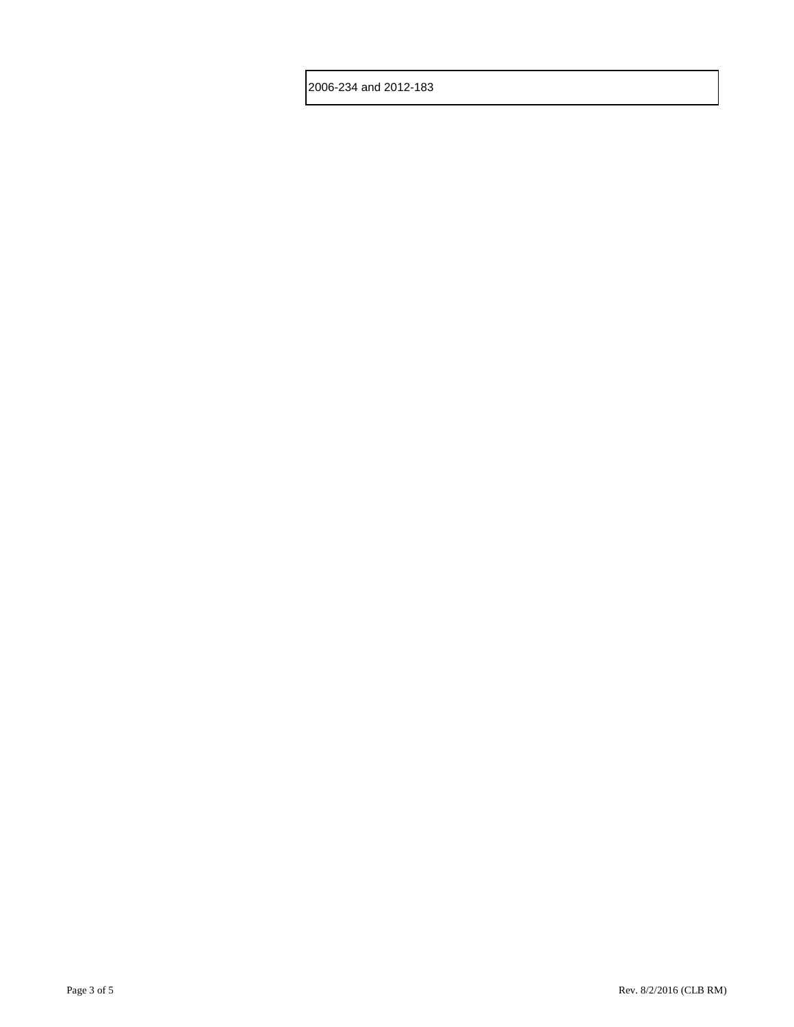2006-234 and 2012-183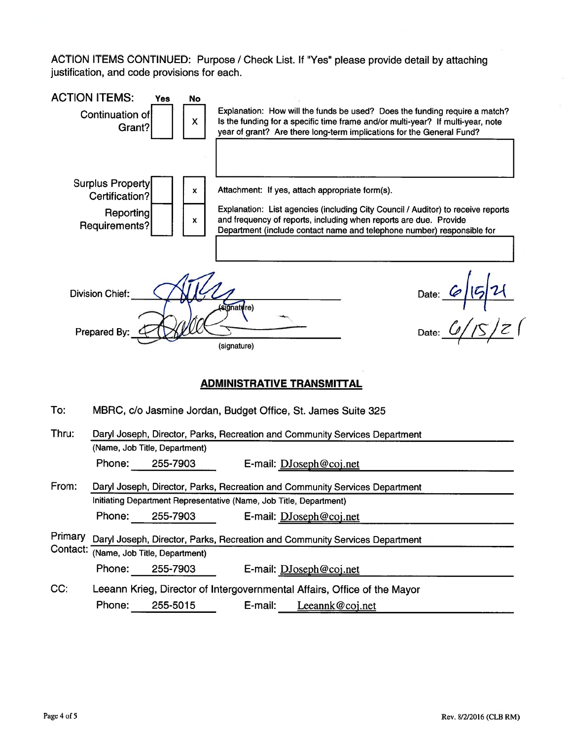ACTION ITEMS CONTINUED: Purpose / Check List. If "Yes" please provide detail by attaching justification, and code provisions for each.

| ACTION ITEMS: | Yes | No | |
|---|---|---|---|
| Continuation of Grant? | | X | Explanation: How will the funds be used? Does the funding require a match? Is the funding for a specific time frame and/or multi-year? If multi-year, note year of grant? Are there long-term implications for the General Fund? |
| Surplus Property Certification? | | x | Attachment: If yes, attach appropriate form(s). |
| Reporting Requirements? | | x | Explanation: List agencies (including City Council / Auditor) to receive reports and frequency of reports, including when reports are due. Provide Department (include contact name and telephone number) responsible for |

Division Chief: _[signature]_ (signature) Date: 6/15/21

Prepared By: _[signature]_ (signature) Date: 6/15/21

## ADMINISTRATIVE TRANSMITTAL

**To:** MBRC, c/o Jasmine Jordan, Budget Office, St. James Suite 325

**Thru:** Daryl Joseph, Director, Parks, Recreation and Community Services Department
(Name, Job Title, Department)
Phone: 255-7903 E-mail: DJoseph@coj.net

**From:** Daryl Joseph, Director, Parks, Recreation and Community Services Department
Initiating Department Representative (Name, Job Title, Department)
Phone: 255-7903 E-mail: DJoseph@coj.net

**Primary Contact:** Daryl Joseph, Director, Parks, Recreation and Community Services Department
(Name, Job Title, Department)
Phone: 255-7903 E-mail: DJoseph@coj.net

**CC:** Leeann Krieg, Director of Intergovernmental Affairs, Office of the Mayor
Phone: 255-5015 E-mail: Leeannk@coj.net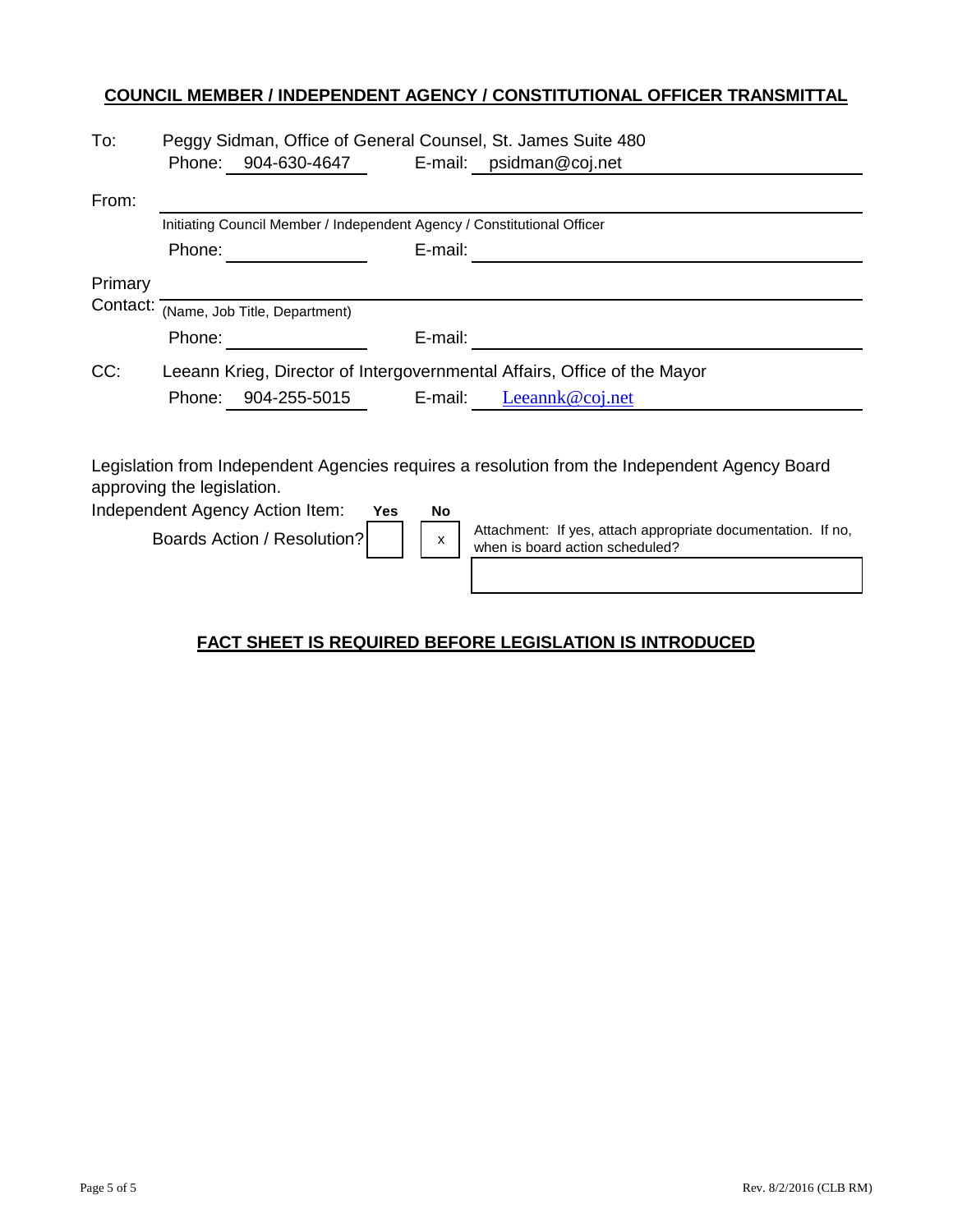## COUNCIL MEMBER / INDEPENDENT AGENCY / CONSTITUTIONAL OFFICER TRANSMITTAL

To: Peggy Sidman, Office of General Counsel, St. James Suite 480
Phone: 904-630-4647 E-mail: psidman@coj.net

From: 
Initiating Council Member / Independent Agency / Constitutional Officer
Phone: E-mail:

Primary Contact: 
(Name, Job Title, Department)
Phone: E-mail:

CC: Leeann Krieg, Director of Intergovernmental Affairs, Office of the Mayor
Phone: 904-255-5015 E-mail: Leeannk@coj.net

Legislation from Independent Agencies requires a resolution from the Independent Agency Board approving the legislation.

Independent Agency Action Item:

| | Yes | No | Attachment: If yes, attach appropriate documentation. If no, when is board action scheduled? |
|---|---|---|---|
| Boards Action / Resolution? | | x | |

**FACT SHEET IS REQUIRED BEFORE LEGISLATION IS INTRODUCED**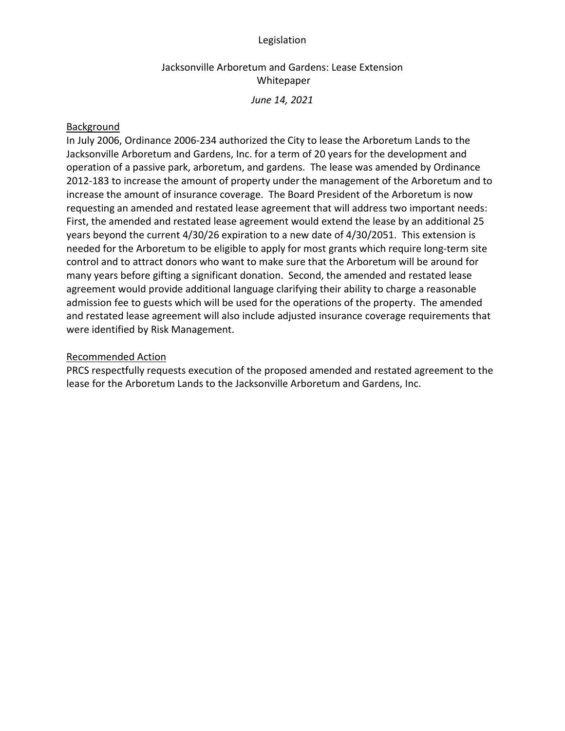Legislation

Jacksonville Arboretum and Gardens: Lease Extension
Whitepaper

*June 14, 2021*

<u>Background</u>

In July 2006, Ordinance 2006-234 authorized the City to lease the Arboretum Lands to the Jacksonville Arboretum and Gardens, Inc. for a term of 20 years for the development and operation of a passive park, arboretum, and gardens. The lease was amended by Ordinance 2012-183 to increase the amount of property under the management of the Arboretum and to increase the amount of insurance coverage. The Board President of the Arboretum is now requesting an amended and restated lease agreement that will address two important needs: First, the amended and restated lease agreement would extend the lease by an additional 25 years beyond the current 4/30/26 expiration to a new date of 4/30/2051. This extension is needed for the Arboretum to be eligible to apply for most grants which require long-term site control and to attract donors who want to make sure that the Arboretum will be around for many years before gifting a significant donation. Second, the amended and restated lease agreement would provide additional language clarifying their ability to charge a reasonable admission fee to guests which will be used for the operations of the property. The amended and restated lease agreement will also include adjusted insurance coverage requirements that were identified by Risk Management.

<u>Recommended Action</u>

PRCS respectfully requests execution of the proposed amended and restated agreement to the lease for the Arboretum Lands to the Jacksonville Arboretum and Gardens, Inc.